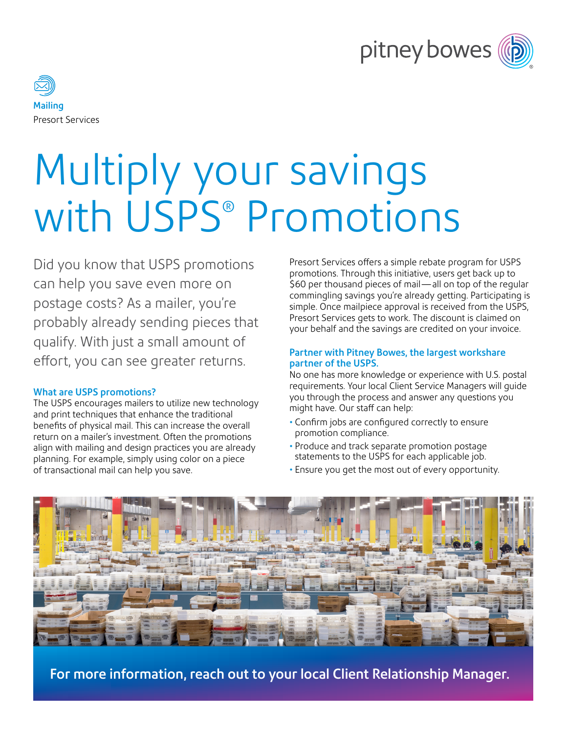**Mailing**

Presort Services

# Multiply your savings with USPS® Promotions

Did you know that USPS promotions can help you save even more on postage costs? As a mailer, you're probably already sending pieces that qualify. With just a small amount of effort, you can see greater returns.

### What are USPS promotions?

The USPS encourages mailers to utilize new technology and print techniques that enhance the traditional benefits of physical mail. This can increase the overall return on a mailer's investment. Often the promotions align with mailing and design practices you are already planning. For example, simply using color on a piece of transactional mail can help you save.

Presort Services offers a simple rebate program for USPS promotions. Through this initiative, users get back up to $60 per thousand pieces of mail—all on top of the regular commingling savings you're already getting. Participating is simple. Once mailpiece approval is received from the USPS, Presort Services gets to work. The discount is claimed on your behalf and the savings are credited on your invoice.

### Partner with Pitney Bowes, the largest workshare partner of the USPS.

No one has more knowledge or experience with U.S. postal requirements. Your local Client Service Managers will guide you through the process and answer any questions you might have. Our staff can help:

- Confirm jobs are configured correctly to ensure promotion compliance.
- Produce and track separate promotion postage statements to the USPS for each applicable job.
- Ensure you get the most out of every opportunity.

**For more information, reach out to your local Client Relationship Manager.**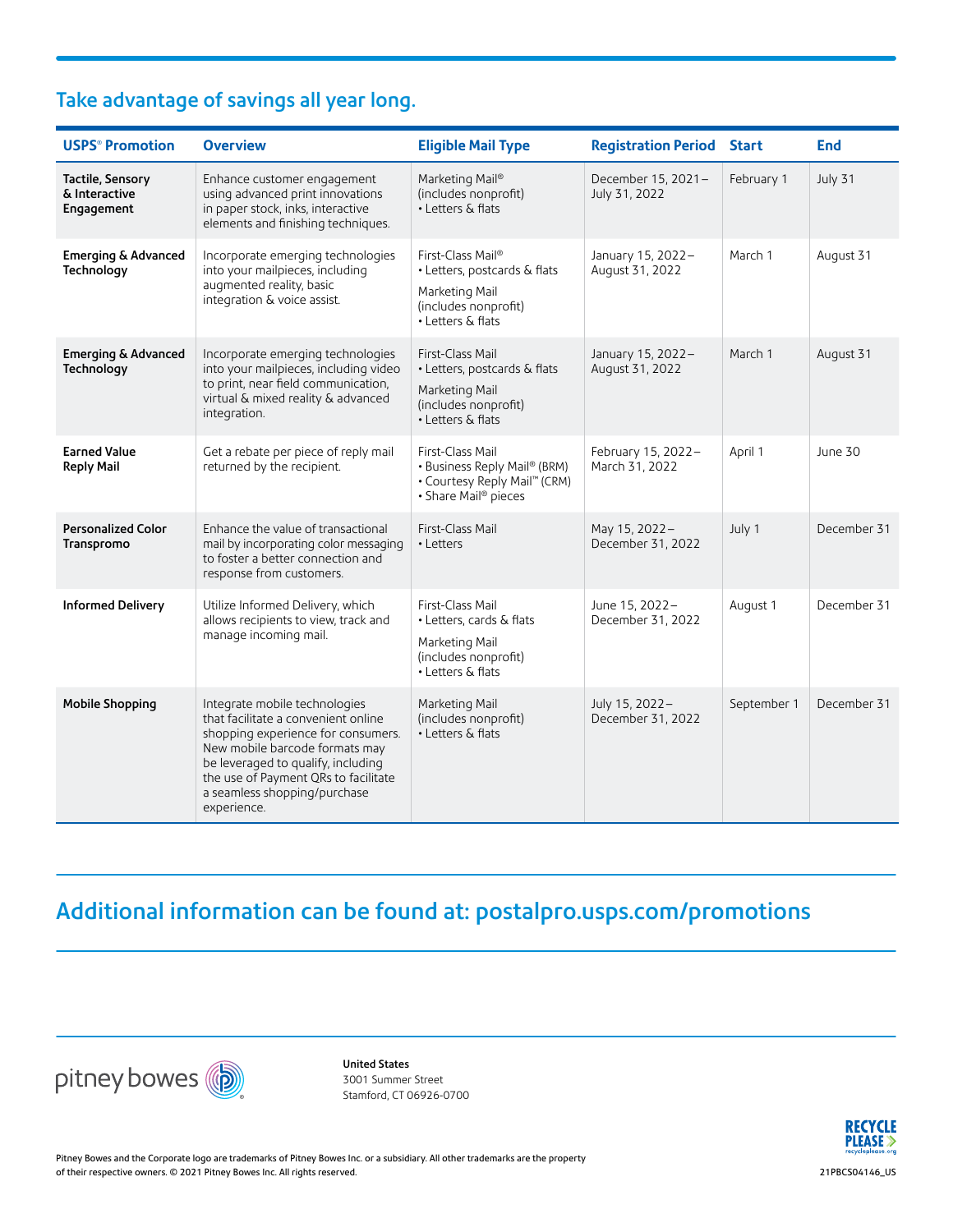## Take advantage of savings all year long.

| USPS® Promotion | Overview | Eligible Mail Type | Registration Period | Start | End |
|---|---|---|---|---|---|
| **Tactile, Sensory & Interactive Engagement** | Enhance customer engagement using advanced print innovations in paper stock, inks, interactive elements and finishing techniques. | Marketing Mail® (includes nonprofit) • Letters & flats | December 15, 2021 – July 31, 2022 | February 1 | July 31 |
| **Emerging & Advanced Technology** | Incorporate emerging technologies into your mailpieces, including augmented reality, basic integration & voice assist. | First-Class Mail® • Letters, postcards & flats<br>Marketing Mail (includes nonprofit) • Letters & flats | January 15, 2022 – August 31, 2022 | March 1 | August 31 |
| **Emerging & Advanced Technology** | Incorporate emerging technologies into your mailpieces, including video to print, near field communication, virtual & mixed reality & advanced integration. | First-Class Mail • Letters, postcards & flats<br>Marketing Mail (includes nonprofit) • Letters & flats | January 15, 2022 – August 31, 2022 | March 1 | August 31 |
| **Earned Value Reply Mail** | Get a rebate per piece of reply mail returned by the recipient. | First-Class Mail • Business Reply Mail® (BRM) • Courtesy Reply Mail™ (CRM) • Share Mail® pieces | February 15, 2022 – March 31, 2022 | April 1 | June 30 |
| **Personalized Color Transpromo** | Enhance the value of transactional mail by incorporating color messaging to foster a better connection and response from customers. | First-Class Mail • Letters | May 15, 2022 – December 31, 2022 | July 1 | December 31 |
| **Informed Delivery** | Utilize Informed Delivery, which allows recipients to view, track and manage incoming mail. | First-Class Mail • Letters, cards & flats<br>Marketing Mail (includes nonprofit) • Letters & flats | June 15, 2022 – December 31, 2022 | August 1 | December 31 |
| **Mobile Shopping** | Integrate mobile technologies that facilitate a convenient online shopping experience for consumers. New mobile barcode formats may be leveraged to qualify, including the use of Payment QRs to facilitate a seamless shopping/purchase experience. | Marketing Mail (includes nonprofit) • Letters & flats | July 15, 2022 – December 31, 2022 | September 1 | December 31 |

## Additional information can be found at: postalpro.usps.com/promotions

pitney bowes

**United States**
3001 Summer Street
Stamford, CT 06926-0700

RECYCLE PLEASE recycleplease.org

Pitney Bowes and the Corporate logo are trademarks of Pitney Bowes Inc. or a subsidiary. All other trademarks are the property of their respective owners. © 2021 Pitney Bowes Inc. All rights reserved.

21PBCS04146_US